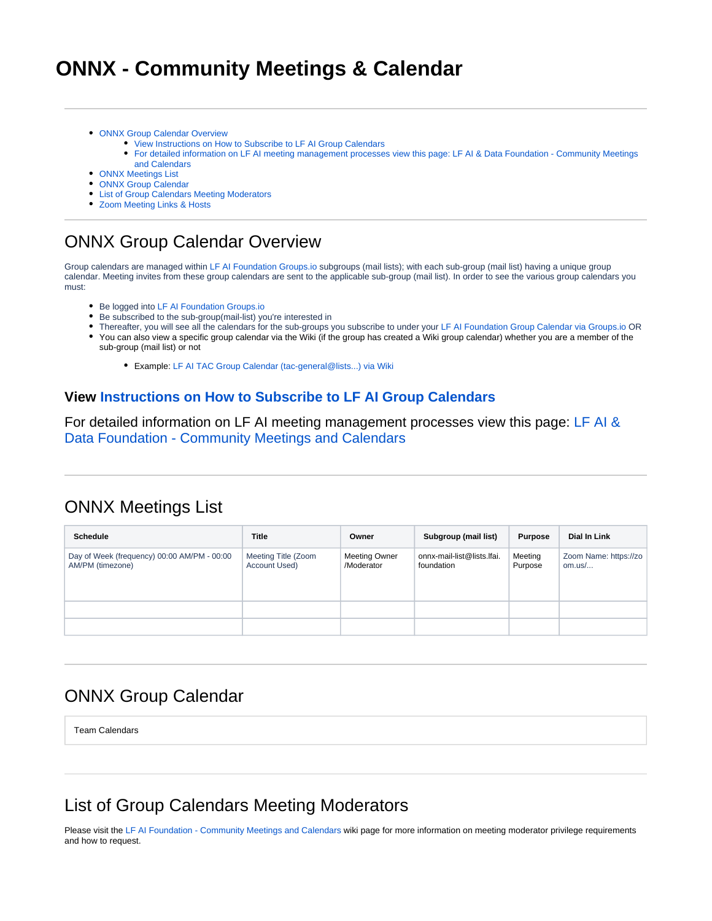# ONNX - Community Meetings & Calendar

---

- ONNX Group Calendar Overview
  - View Instructions on How to Subscribe to LF AI Group Calendars
  - For detailed information on LF AI meeting management processes view this page: LF AI & Data Foundation - Community Meetings and Calendars
- ONNX Meetings List
- ONNX Group Calendar
- List of Group Calendars Meeting Moderators
- Zoom Meeting Links & Hosts

---

## ONNX Group Calendar Overview

Group calendars are managed within LF AI Foundation Groups.io subgroups (mail lists); with each sub-group (mail list) having a unique group calendar. Meeting invites from these group calendars are sent to the applicable sub-group (mail list). In order to see the various group calendars you must:

- Be logged into LF AI Foundation Groups.io
- Be subscribed to the sub-group(mail-list) you're interested in
- Thereafter, you will see all the calendars for the sub-groups you subscribe to under your LF AI Foundation Group Calendar via Groups.io OR
- You can also view a specific group calendar via the Wiki (if the group has created a Wiki group calendar) whether you are a member of the sub-group (mail list) or not
  - Example: LF AI TAC Group Calendar (tac-general@lists...) via Wiki

### View Instructions on How to Subscribe to LF AI Group Calendars

For detailed information on LF AI meeting management processes view this page: LF AI & Data Foundation - Community Meetings and Calendars

---

## ONNX Meetings List

| Schedule | Title | Owner | Subgroup (mail list) | Purpose | Dial In Link |
| --- | --- | --- | --- | --- | --- |
| Day of Week (frequency) 00:00 AM/PM - 00:00 AM/PM (timezone) | Meeting Title (Zoom Account Used) | Meeting Owner /Moderator | onnx-mail-list@lists.lfai.foundation | Meeting Purpose | Zoom Name: https://zoom.us/... |
| | | | | | |
| | | | | | |

---

## ONNX Group Calendar

Team Calendars

---

## List of Group Calendars Meeting Moderators

Please visit the LF AI Foundation - Community Meetings and Calendars wiki page for more information on meeting moderator privilege requirements and how to request.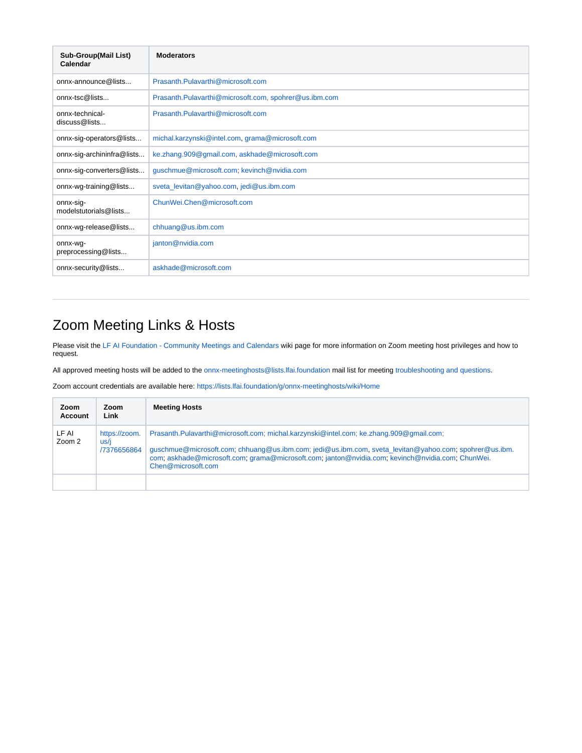| Sub-Group(Mail List) Calendar | Moderators |
|---|---|
| onnx-announce@lists... | Prasanth.Pulavarthi@microsoft.com |
| onnx-tsc@lists... | Prasanth.Pulavarthi@microsoft.com, spohrer@us.ibm.com |
| onnx-technical-discuss@lists... | Prasanth.Pulavarthi@microsoft.com |
| onnx-sig-operators@lists... | michal.karzynski@intel.com, grama@microsoft.com |
| onnx-sig-archininfra@lists... | ke.zhang.909@gmail.com, askhade@microsoft.com |
| onnx-sig-converters@lists... | guschmue@microsoft.com; kevinch@nvidia.com |
| onnx-wg-training@lists... | sveta_levitan@yahoo.com, jedi@us.ibm.com |
| onnx-sig-modelstutorials@lists... | ChunWei.Chen@microsoft.com |
| onnx-wg-release@lists... | chhuang@us.ibm.com |
| onnx-wg-preprocessing@lists... | janton@nvidia.com |
| onnx-security@lists... | askhade@microsoft.com |

---

# Zoom Meeting Links & Hosts

Please visit the LF AI Foundation - Community Meetings and Calendars wiki page for more information on Zoom meeting host privileges and how to request.

All approved meeting hosts will be added to the onnx-meetinghosts@lists.lfai.foundation mail list for meeting troubleshooting and questions.

Zoom account credentials are available here: https://lists.lfai.foundation/g/onnx-meetinghosts/wiki/Home

| Zoom Account | Zoom Link | Meeting Hosts |
|---|---|---|
| LF AI Zoom 2 | https://zoom.us/j/7376656864 | Prasanth.Pulavarthi@microsoft.com; michal.karzynski@intel.com; ke.zhang.909@gmail.com; guschmue@microsoft.com; chhuang@us.ibm.com; jedi@us.ibm.com, sveta_levitan@yahoo.com; spohrer@us.ibm.com; askhade@microsoft.com; grama@microsoft.com; janton@nvidia.com; kevinch@nvidia.com; ChunWei.Chen@microsoft.com |
| | | |